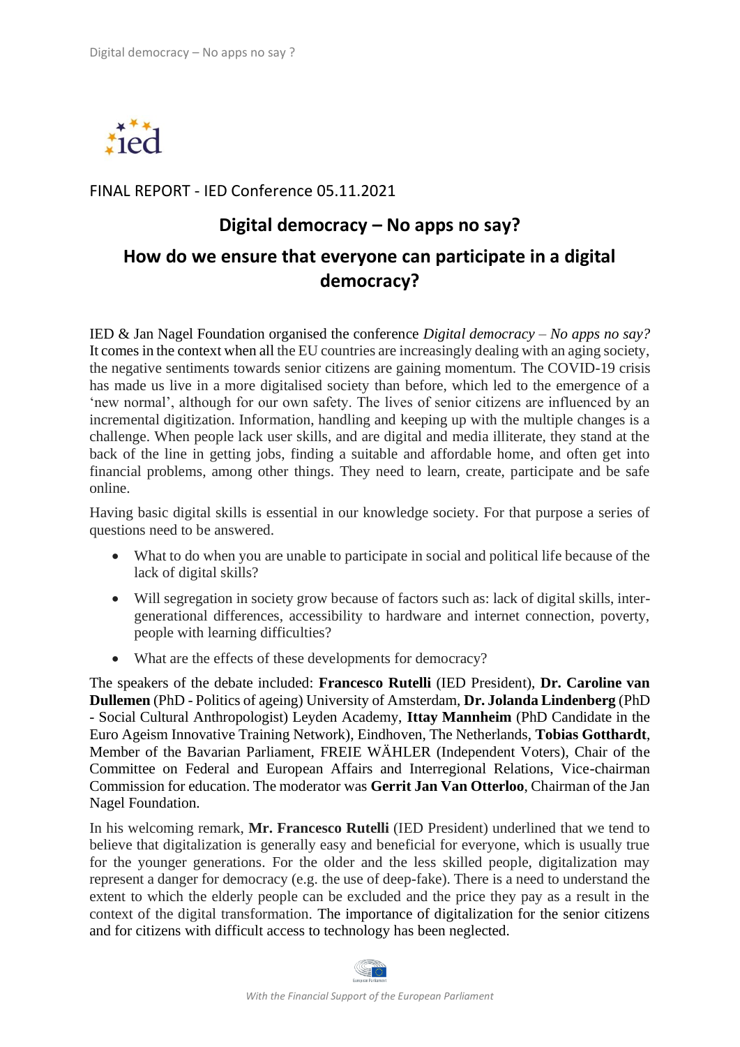FINAL REPORT - IED Conference 05.11.2021

# Digital democracy – No apps no say?

## How do we ensure that everyone can participate in a digital democracy?

IED & Jan Nagel Foundation organised the conference *Digital democracy – No apps no say?* It comes in the context when all the EU countries are increasingly dealing with an aging society, the negative sentiments towards senior citizens are gaining momentum. The COVID-19 crisis has made us live in a more digitalised society than before, which led to the emergence of a 'new normal', although for our own safety. The lives of senior citizens are influenced by an incremental digitization. Information, handling and keeping up with the multiple changes is a challenge. When people lack user skills, and are digital and media illiterate, they stand at the back of the line in getting jobs, finding a suitable and affordable home, and often get into financial problems, among other things. They need to learn, create, participate and be safe online.

Having basic digital skills is essential in our knowledge society. For that purpose a series of questions need to be answered.

- What to do when you are unable to participate in social and political life because of the lack of digital skills?
- Will segregation in society grow because of factors such as: lack of digital skills, inter-generational differences, accessibility to hardware and internet connection, poverty, people with learning difficulties?
- What are the effects of these developments for democracy?

The speakers of the debate included: **Francesco Rutelli** (IED President), **Dr. Caroline van Dullemen** (PhD - Politics of ageing) University of Amsterdam, **Dr. Jolanda Lindenberg** (PhD - Social Cultural Anthropologist) Leyden Academy, **Ittay Mannheim** (PhD Candidate in the Euro Ageism Innovative Training Network), Eindhoven, The Netherlands, **Tobias Gotthardt**, Member of the Bavarian Parliament, FREIE WÄHLER (Independent Voters), Chair of the Committee on Federal and European Affairs and Interregional Relations, Vice-chairman Commission for education. The moderator was **Gerrit Jan Van Otterloo**, Chairman of the Jan Nagel Foundation.

In his welcoming remark, **Mr. Francesco Rutelli** (IED President) underlined that we tend to believe that digitalization is generally easy and beneficial for everyone, which is usually true for the younger generations. For the older and the less skilled people, digitalization may represent a danger for democracy (e.g. the use of deep-fake). There is a need to understand the extent to which the elderly people can be excluded and the price they pay as a result in the context of the digital transformation. The importance of digitalization for the senior citizens and for citizens with difficult access to technology has been neglected.

*With the Financial Support of the European Parliament*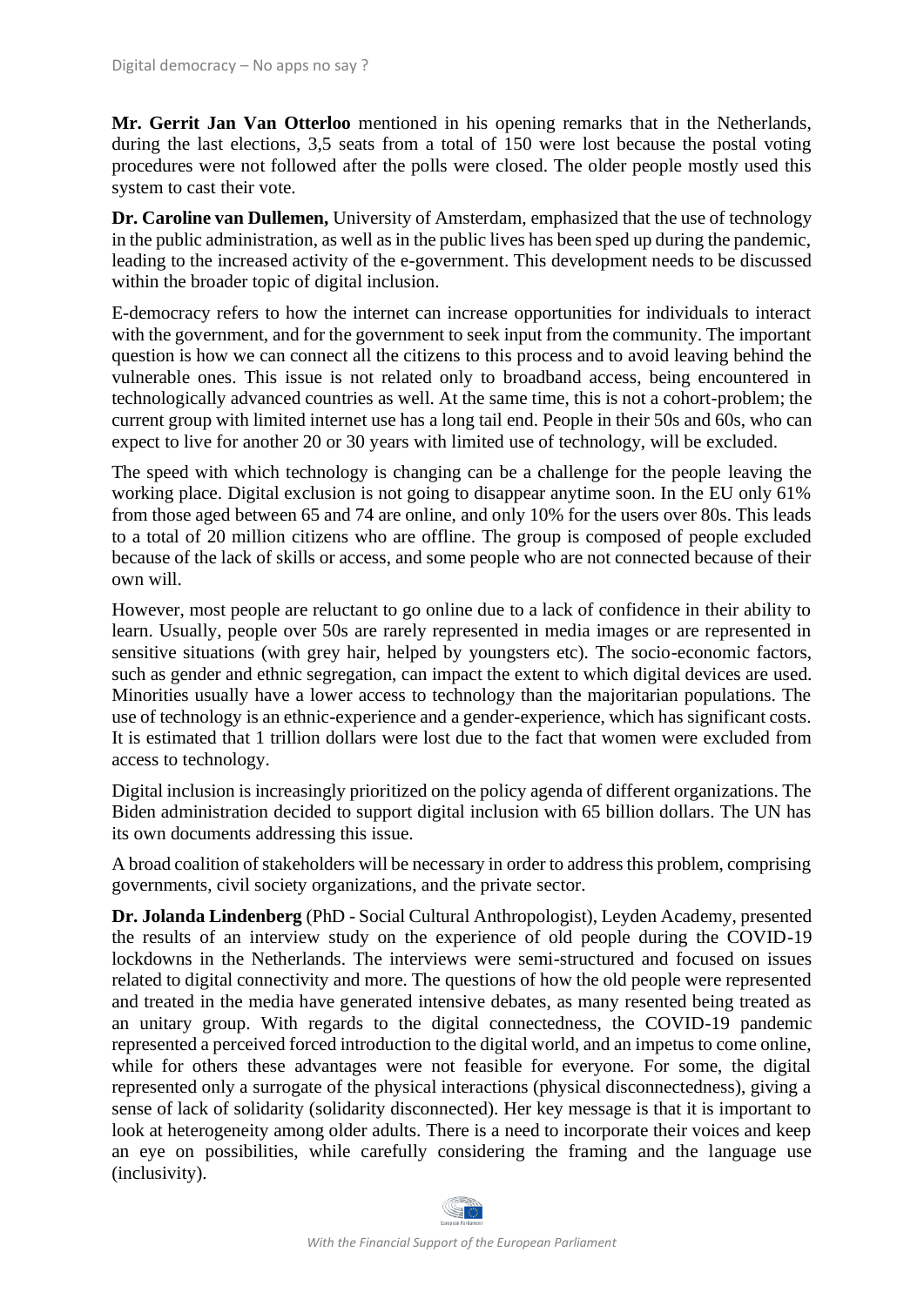**Mr. Gerrit Jan Van Otterloo** mentioned in his opening remarks that in the Netherlands, during the last elections, 3,5 seats from a total of 150 were lost because the postal voting procedures were not followed after the polls were closed. The older people mostly used this system to cast their vote.

**Dr. Caroline van Dullemen,** University of Amsterdam, emphasized that the use of technology in the public administration, as well as in the public lives has been sped up during the pandemic, leading to the increased activity of the e-government. This development needs to be discussed within the broader topic of digital inclusion.

E-democracy refers to how the internet can increase opportunities for individuals to interact with the government, and for the government to seek input from the community. The important question is how we can connect all the citizens to this process and to avoid leaving behind the vulnerable ones. This issue is not related only to broadband access, being encountered in technologically advanced countries as well. At the same time, this is not a cohort-problem; the current group with limited internet use has a long tail end. People in their 50s and 60s, who can expect to live for another 20 or 30 years with limited use of technology, will be excluded.

The speed with which technology is changing can be a challenge for the people leaving the working place. Digital exclusion is not going to disappear anytime soon. In the EU only 61% from those aged between 65 and 74 are online, and only 10% for the users over 80s. This leads to a total of 20 million citizens who are offline. The group is composed of people excluded because of the lack of skills or access, and some people who are not connected because of their own will.

However, most people are reluctant to go online due to a lack of confidence in their ability to learn. Usually, people over 50s are rarely represented in media images or are represented in sensitive situations (with grey hair, helped by youngsters etc). The socio-economic factors, such as gender and ethnic segregation, can impact the extent to which digital devices are used. Minorities usually have a lower access to technology than the majoritarian populations. The use of technology is an ethnic-experience and a gender-experience, which has significant costs. It is estimated that 1 trillion dollars were lost due to the fact that women were excluded from access to technology.

Digital inclusion is increasingly prioritized on the policy agenda of different organizations. The Biden administration decided to support digital inclusion with 65 billion dollars. The UN has its own documents addressing this issue.

A broad coalition of stakeholders will be necessary in order to address this problem, comprising governments, civil society organizations, and the private sector.

**Dr. Jolanda Lindenberg** (PhD - Social Cultural Anthropologist), Leyden Academy, presented the results of an interview study on the experience of old people during the COVID-19 lockdowns in the Netherlands. The interviews were semi-structured and focused on issues related to digital connectivity and more. The questions of how the old people were represented and treated in the media have generated intensive debates, as many resented being treated as an unitary group. With regards to the digital connectedness, the COVID-19 pandemic represented a perceived forced introduction to the digital world, and an impetus to come online, while for others these advantages were not feasible for everyone. For some, the digital represented only a surrogate of the physical interactions (physical disconnectedness), giving a sense of lack of solidarity (solidarity disconnected). Her key message is that it is important to look at heterogeneity among older adults. There is a need to incorporate their voices and keep an eye on possibilities, while carefully considering the framing and the language use (inclusivity).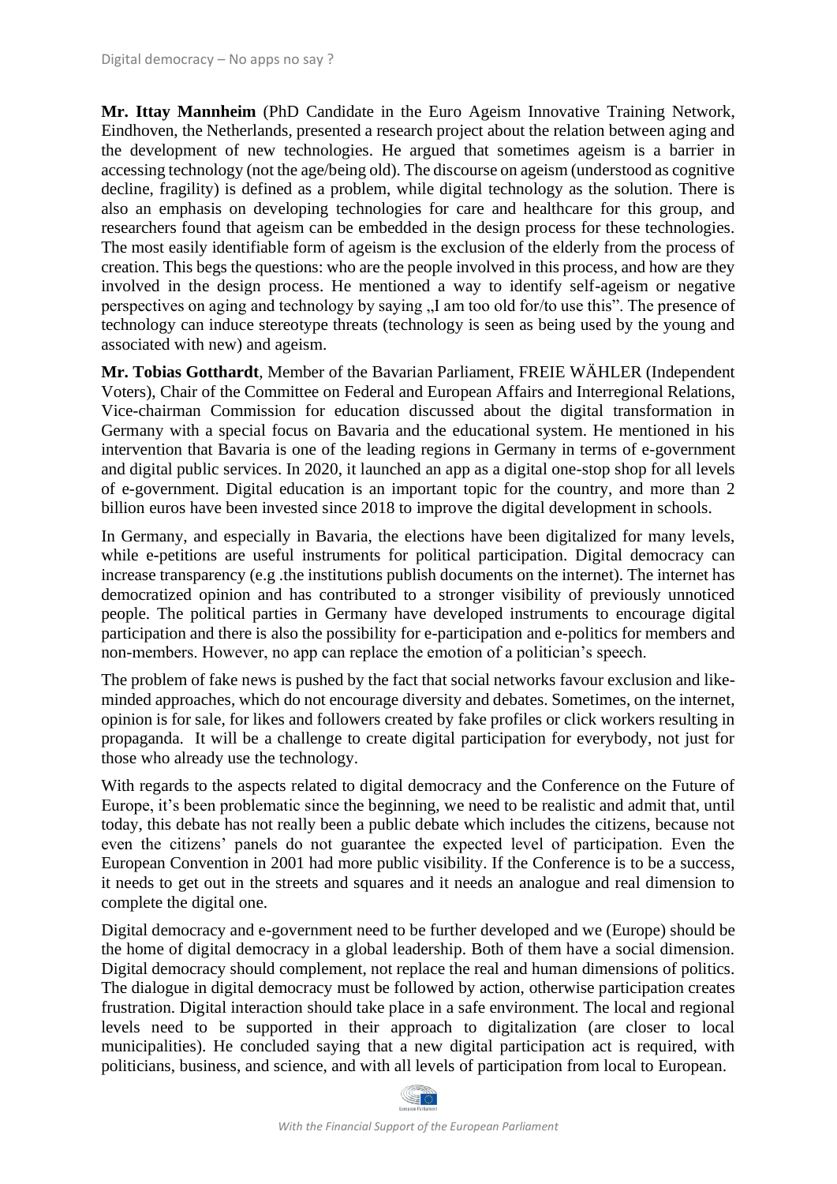**Mr. Ittay Mannheim** (PhD Candidate in the Euro Ageism Innovative Training Network, Eindhoven, the Netherlands, presented a research project about the relation between aging and the development of new technologies. He argued that sometimes ageism is a barrier in accessing technology (not the age/being old). The discourse on ageism (understood as cognitive decline, fragility) is defined as a problem, while digital technology as the solution. There is also an emphasis on developing technologies for care and healthcare for this group, and researchers found that ageism can be embedded in the design process for these technologies. The most easily identifiable form of ageism is the exclusion of the elderly from the process of creation. This begs the questions: who are the people involved in this process, and how are they involved in the design process. He mentioned a way to identify self-ageism or negative perspectives on aging and technology by saying „I am too old for/to use this". The presence of technology can induce stereotype threats (technology is seen as being used by the young and associated with new) and ageism.

**Mr. Tobias Gotthardt**, Member of the Bavarian Parliament, FREIE WÄHLER (Independent Voters), Chair of the Committee on Federal and European Affairs and Interregional Relations, Vice-chairman Commission for education discussed about the digital transformation in Germany with a special focus on Bavaria and the educational system. He mentioned in his intervention that Bavaria is one of the leading regions in Germany in terms of e-government and digital public services. In 2020, it launched an app as a digital one-stop shop for all levels of e-government. Digital education is an important topic for the country, and more than 2 billion euros have been invested since 2018 to improve the digital development in schools.

In Germany, and especially in Bavaria, the elections have been digitalized for many levels, while e-petitions are useful instruments for political participation. Digital democracy can increase transparency (e.g .the institutions publish documents on the internet). The internet has democratized opinion and has contributed to a stronger visibility of previously unnoticed people. The political parties in Germany have developed instruments to encourage digital participation and there is also the possibility for e-participation and e-politics for members and non-members. However, no app can replace the emotion of a politician's speech.

The problem of fake news is pushed by the fact that social networks favour exclusion and like-minded approaches, which do not encourage diversity and debates. Sometimes, on the internet, opinion is for sale, for likes and followers created by fake profiles or click workers resulting in propaganda. It will be a challenge to create digital participation for everybody, not just for those who already use the technology.

With regards to the aspects related to digital democracy and the Conference on the Future of Europe, it's been problematic since the beginning, we need to be realistic and admit that, until today, this debate has not really been a public debate which includes the citizens, because not even the citizens' panels do not guarantee the expected level of participation. Even the European Convention in 2001 had more public visibility. If the Conference is to be a success, it needs to get out in the streets and squares and it needs an analogue and real dimension to complete the digital one.

Digital democracy and e-government need to be further developed and we (Europe) should be the home of digital democracy in a global leadership. Both of them have a social dimension. Digital democracy should complement, not replace the real and human dimensions of politics. The dialogue in digital democracy must be followed by action, otherwise participation creates frustration. Digital interaction should take place in a safe environment. The local and regional levels need to be supported in their approach to digitalization (are closer to local municipalities). He concluded saying that a new digital participation act is required, with politicians, business, and science, and with all levels of participation from local to European.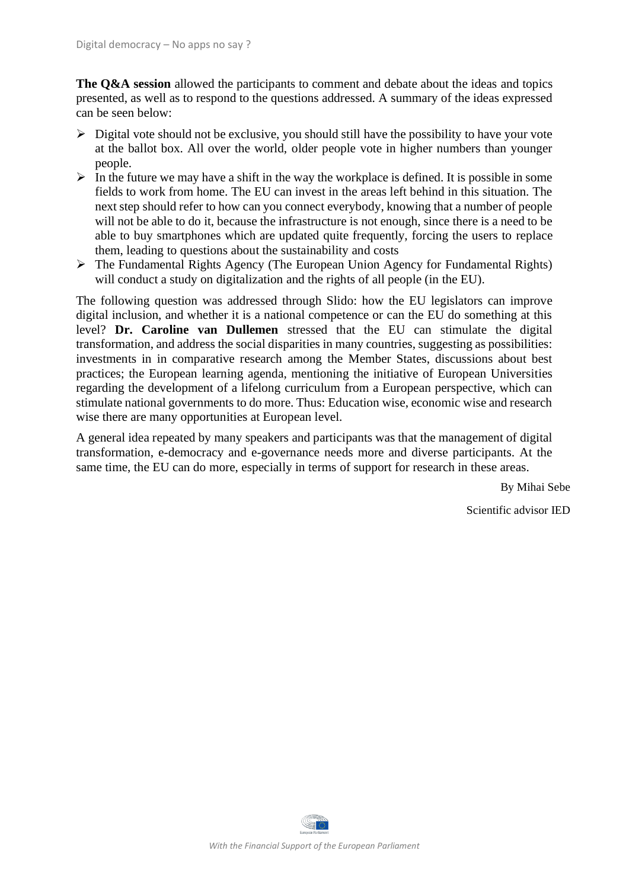**The Q&A session** allowed the participants to comment and debate about the ideas and topics presented, as well as to respond to the questions addressed. A summary of the ideas expressed can be seen below:

- Digital vote should not be exclusive, you should still have the possibility to have your vote at the ballot box. All over the world, older people vote in higher numbers than younger people.
- In the future we may have a shift in the way the workplace is defined. It is possible in some fields to work from home. The EU can invest in the areas left behind in this situation. The next step should refer to how can you connect everybody, knowing that a number of people will not be able to do it, because the infrastructure is not enough, since there is a need to be able to buy smartphones which are updated quite frequently, forcing the users to replace them, leading to questions about the sustainability and costs
- The Fundamental Rights Agency (The European Union Agency for Fundamental Rights) will conduct a study on digitalization and the rights of all people (in the EU).

The following question was addressed through Slido: how the EU legislators can improve digital inclusion, and whether it is a national competence or can the EU do something at this level? **Dr. Caroline van Dullemen** stressed that the EU can stimulate the digital transformation, and address the social disparities in many countries, suggesting as possibilities: investments in in comparative research among the Member States, discussions about best practices; the European learning agenda, mentioning the initiative of European Universities regarding the development of a lifelong curriculum from a European perspective, which can stimulate national governments to do more. Thus: Education wise, economic wise and research wise there are many opportunities at European level.

A general idea repeated by many speakers and participants was that the management of digital transformation, e-democracy and e-governance needs more and diverse participants. At the same time, the EU can do more, especially in terms of support for research in these areas.

By Mihai Sebe

Scientific advisor IED